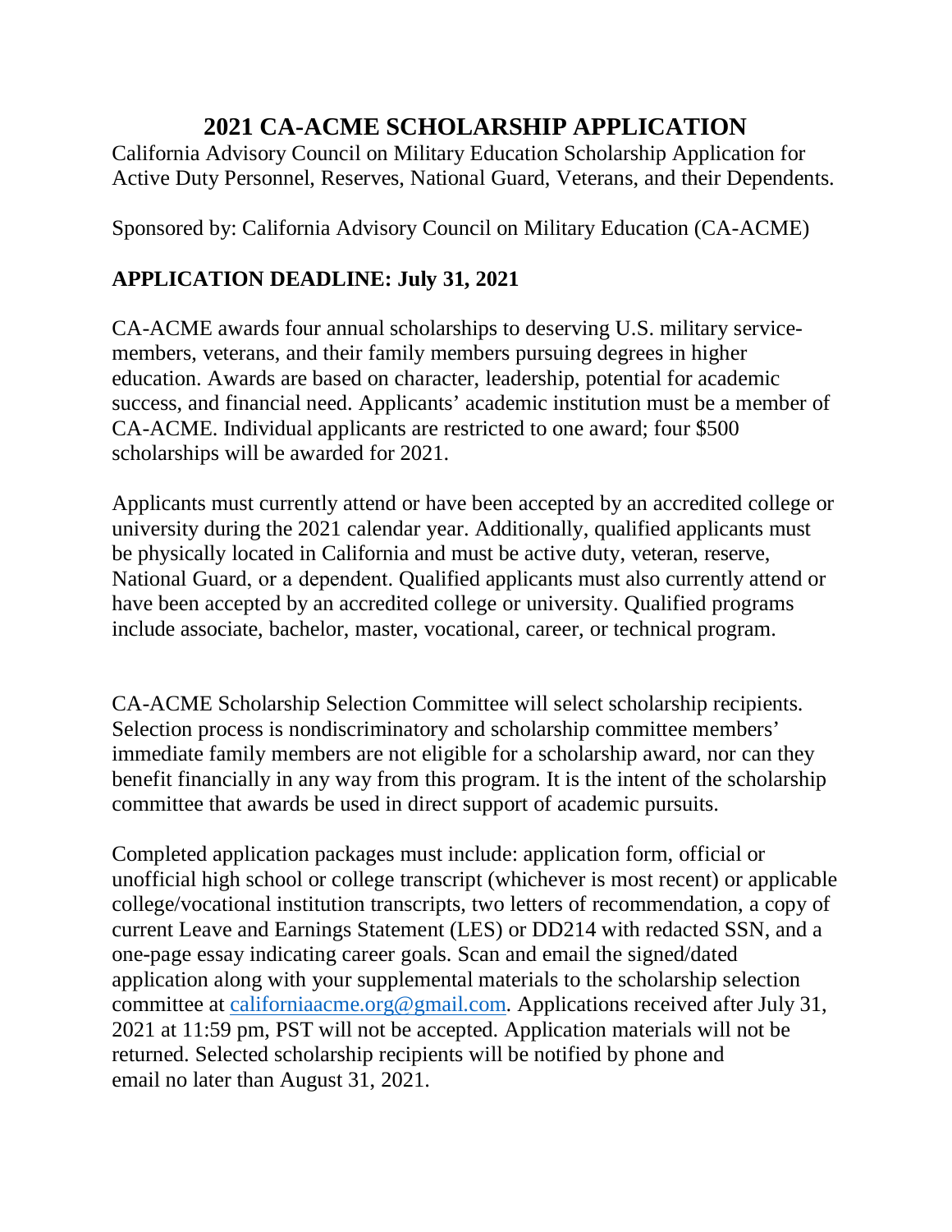# 2021 CA-ACME SCHOLARSHIP APPLICATION

California Advisory Council on Military Education Scholarship Application for Active Duty Personnel, Reserves, National Guard, Veterans, and their Dependents.

Sponsored by: California Advisory Council on Military Education (CA-ACME)

**APPLICATION DEADLINE: July 31, 2021**

CA-ACME awards four annual scholarships to deserving U.S. military service-members, veterans, and their family members pursuing degrees in higher education. Awards are based on character, leadership, potential for academic success, and financial need. Applicants' academic institution must be a member of CA-ACME. Individual applicants are restricted to one award; four $500 scholarships will be awarded for 2021.

Applicants must currently attend or have been accepted by an accredited college or university during the 2021 calendar year. Additionally, qualified applicants must be physically located in California and must be active duty, veteran, reserve, National Guard, or a dependent. Qualified applicants must also currently attend or have been accepted by an accredited college or university. Qualified programs include associate, bachelor, master, vocational, career, or technical program.

CA-ACME Scholarship Selection Committee will select scholarship recipients. Selection process is nondiscriminatory and scholarship committee members' immediate family members are not eligible for a scholarship award, nor can they benefit financially in any way from this program. It is the intent of the scholarship committee that awards be used in direct support of academic pursuits.

Completed application packages must include: application form, official or unofficial high school or college transcript (whichever is most recent) or applicable college/vocational institution transcripts, two letters of recommendation, a copy of current Leave and Earnings Statement (LES) or DD214 with redacted SSN, and a one-page essay indicating career goals. Scan and email the signed/dated application along with your supplemental materials to the scholarship selection committee at californiaacme.org@gmail.com. Applications received after July 31, 2021 at 11:59 pm, PST will not be accepted. Application materials will not be returned. Selected scholarship recipients will be notified by phone and email no later than August 31, 2021.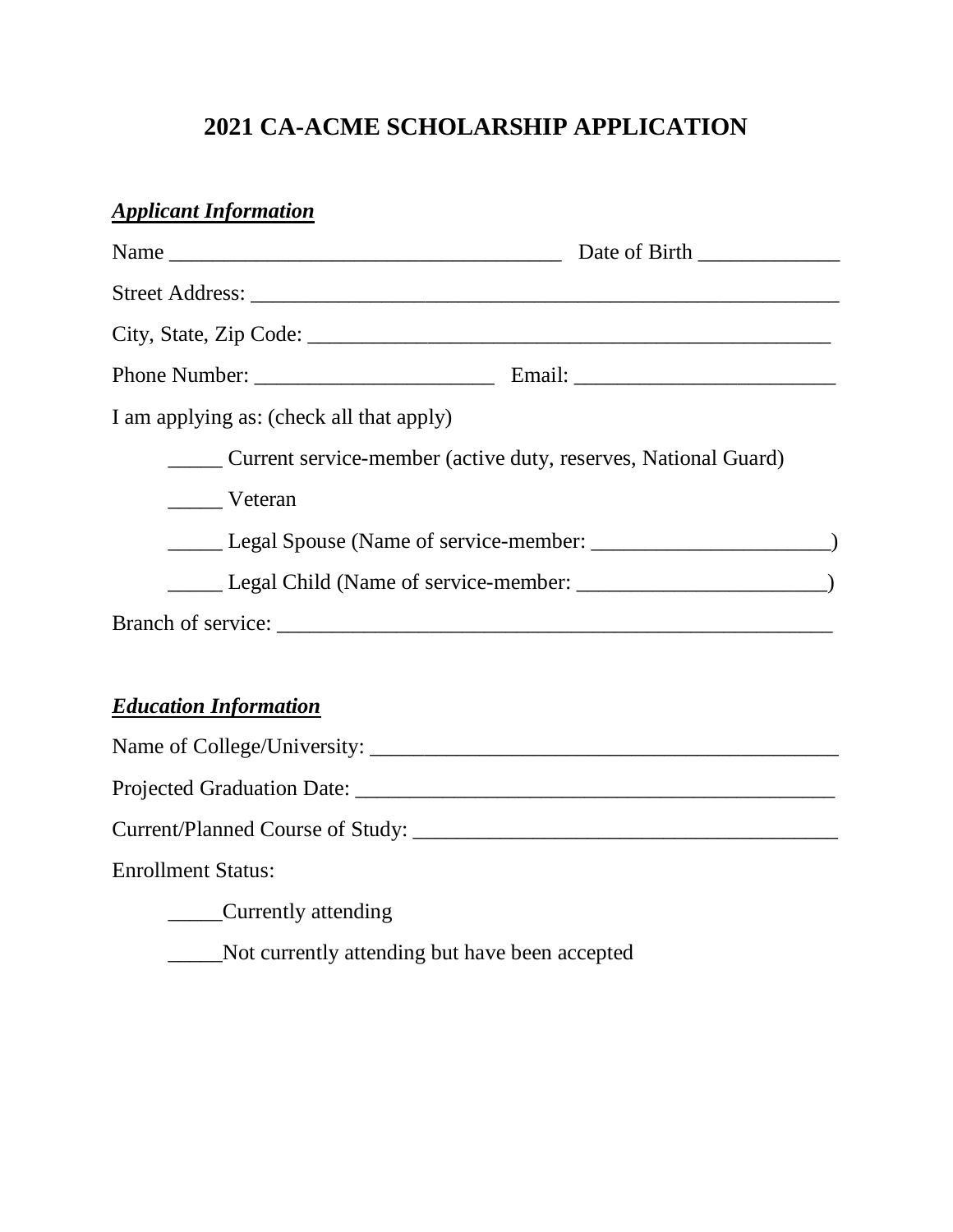# 2021 CA-ACME SCHOLARSHIP APPLICATION

***Applicant Information***

Name ____________________________________ Date of Birth _____________

Street Address: ________________________________________________________

City, State, Zip Code: __________________________________________________

Phone Number: ______________________ Email: ________________________

I am applying as: (check all that apply)

_____ Current service-member (active duty, reserves, National Guard)

_____ Veteran

_____ Legal Spouse (Name of service-member: ______________________)

_____ Legal Child (Name of service-member: _______________________)

Branch of service: _____________________________________________________

***Education Information***

Name of College/University: ____________________________________________

Projected Graduation Date: _____________________________________________

Current/Planned Course of Study: _______________________________________

Enrollment Status:

_____Currently attending

_____Not currently attending but have been accepted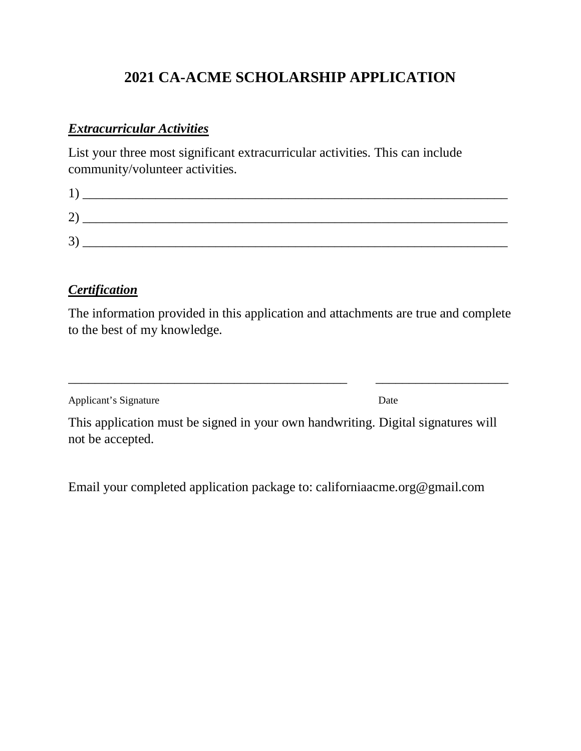# 2021 CA-ACME SCHOLARSHIP APPLICATION

***Extracurricular Activities***

List your three most significant extracurricular activities. This can include community/volunteer activities.

1) ____________________________________________________________________

2) ____________________________________________________________________

3) ____________________________________________________________________

***Certification***

The information provided in this application and attachments are true and complete to the best of my knowledge.

____________________________________________ ____________________

Applicant's Signature Date

This application must be signed in your own handwriting. Digital signatures will not be accepted.

Email your completed application package to: californiaacme.org@gmail.com